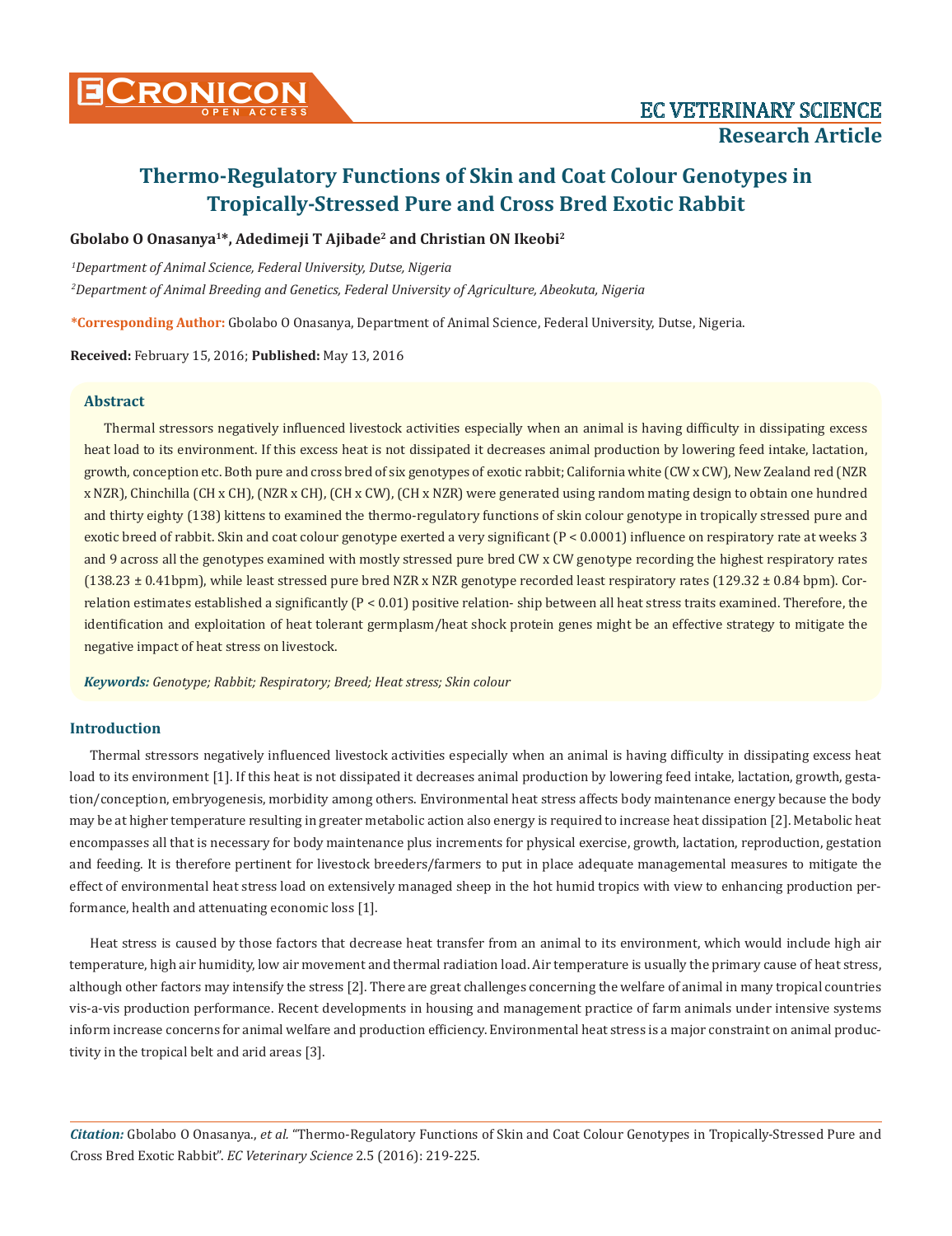# Thermo-Regulatory Functions of Skin and Coat Colour Genotypes in Tropically-Stressed Pure and Cross Bred Exotic Rabbit

**Gbolabo O Onasanya[1]*, Adedimeji T Ajibade[2] and Christian ON Ikeobi[2]**

*[1]Department of Animal Science, Federal University, Dutse, Nigeria*

*[2]Department of Animal Breeding and Genetics, Federal University of Agriculture, Abeokuta, Nigeria*

**\*Corresponding Author:** Gbolabo O Onasanya, Department of Animal Science, Federal University, Dutse, Nigeria.

**Received:** February 15, 2016; **Published:** May 13, 2016

## Abstract

Thermal stressors negatively influenced livestock activities especially when an animal is having difficulty in dissipating excess heat load to its environment. If this excess heat is not dissipated it decreases animal production by lowering feed intake, lactation, growth, conception etc. Both pure and cross bred of six genotypes of exotic rabbit; California white (CW x CW), New Zealand red (NZR x NZR), Chinchilla (CH x CH), (NZR x CH), (CH x CW), (CH x NZR) were generated using random mating design to obtain one hundred and thirty eighty (138) kittens to examined the thermo-regulatory functions of skin colour genotype in tropically stressed pure and exotic breed of rabbit. Skin and coat colour genotype exerted a very significant ($P < 0.0001$) influence on respiratory rate at weeks 3 and 9 across all the genotypes examined with mostly stressed pure bred CW x CW genotype recording the highest respiratory rates (138.23 ± 0.41bpm), while least stressed pure bred NZR x NZR genotype recorded least respiratory rates (129.32 ± 0.84 bpm). Correlation estimates established a significantly ($P < 0.01$) positive relation- ship between all heat stress traits examined. Therefore, the identification and exploitation of heat tolerant germplasm/heat shock protein genes might be an effective strategy to mitigate the negative impact of heat stress on livestock.

***Keywords:*** *Genotype; Rabbit; Respiratory; Breed; Heat stress; Skin colour*

## Introduction

Thermal stressors negatively influenced livestock activities especially when an animal is having difficulty in dissipating excess heat load to its environment [1]. If this heat is not dissipated it decreases animal production by lowering feed intake, lactation, growth, gestation/conception, embryogenesis, morbidity among others. Environmental heat stress affects body maintenance energy because the body may be at higher temperature resulting in greater metabolic action also energy is required to increase heat dissipation [2]. Metabolic heat encompasses all that is necessary for body maintenance plus increments for physical exercise, growth, lactation, reproduction, gestation and feeding. It is therefore pertinent for livestock breeders/farmers to put in place adequate managemental measures to mitigate the effect of environmental heat stress load on extensively managed sheep in the hot humid tropics with view to enhancing production performance, health and attenuating economic loss [1].

Heat stress is caused by those factors that decrease heat transfer from an animal to its environment, which would include high air temperature, high air humidity, low air movement and thermal radiation load. Air temperature is usually the primary cause of heat stress, although other factors may intensify the stress [2]. There are great challenges concerning the welfare of animal in many tropical countries vis-a-vis production performance. Recent developments in housing and management practice of farm animals under intensive systems inform increase concerns for animal welfare and production efficiency. Environmental heat stress is a major constraint on animal productivity in the tropical belt and arid areas [3].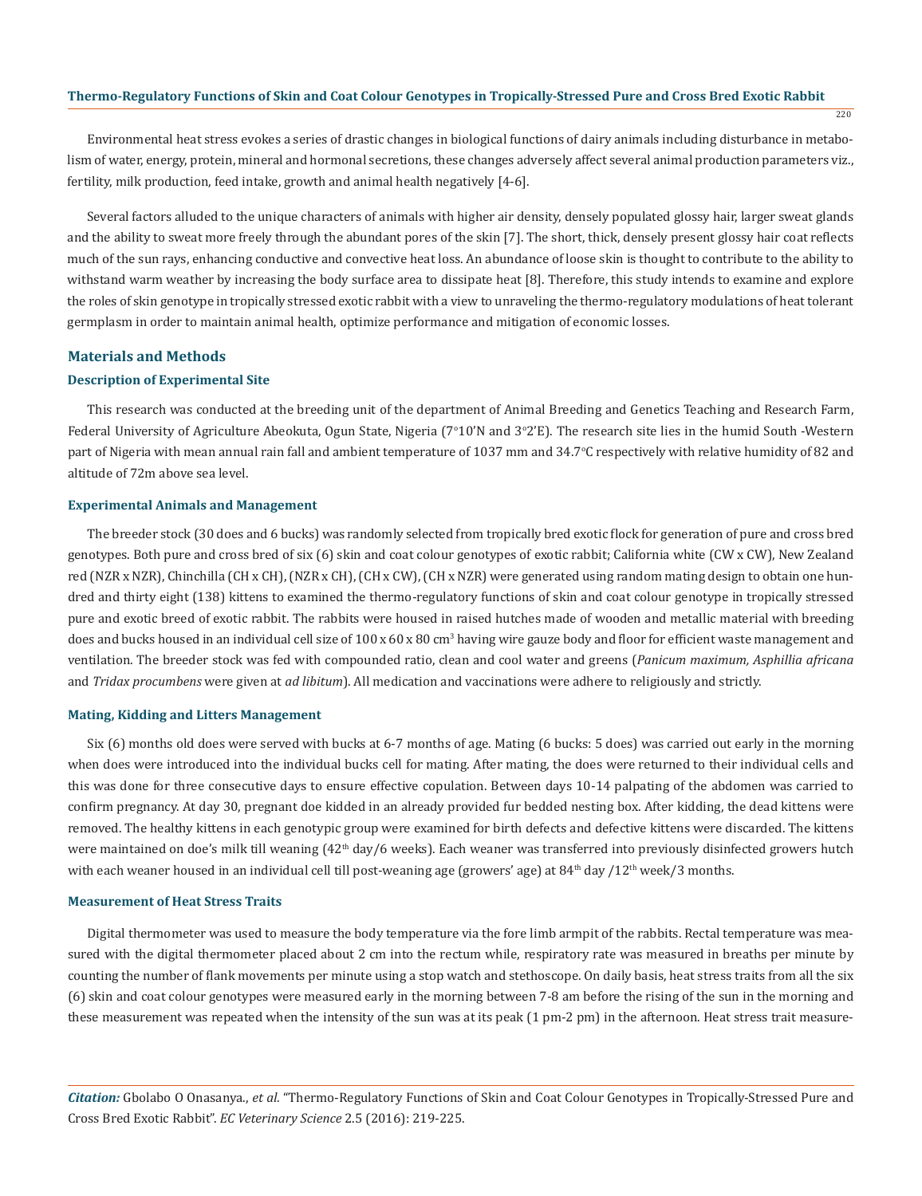Environmental heat stress evokes a series of drastic changes in biological functions of dairy animals including disturbance in metabolism of water, energy, protein, mineral and hormonal secretions, these changes adversely affect several animal production parameters viz., fertility, milk production, feed intake, growth and animal health negatively [4-6].

Several factors alluded to the unique characters of animals with higher air density, densely populated glossy hair, larger sweat glands and the ability to sweat more freely through the abundant pores of the skin [7]. The short, thick, densely present glossy hair coat reflects much of the sun rays, enhancing conductive and convective heat loss. An abundance of loose skin is thought to contribute to the ability to withstand warm weather by increasing the body surface area to dissipate heat [8]. Therefore, this study intends to examine and explore the roles of skin genotype in tropically stressed exotic rabbit with a view to unraveling the thermo-regulatory modulations of heat tolerant germplasm in order to maintain animal health, optimize performance and mitigation of economic losses.

## Materials and Methods

### Description of Experimental Site

This research was conducted at the breeding unit of the department of Animal Breeding and Genetics Teaching and Research Farm, Federal University of Agriculture Abeokuta, Ogun State, Nigeria (7°10'N and 3°2'E). The research site lies in the humid South -Western part of Nigeria with mean annual rain fall and ambient temperature of 1037 mm and 34.7°C respectively with relative humidity of 82 and altitude of 72m above sea level.

### Experimental Animals and Management

The breeder stock (30 does and 6 bucks) was randomly selected from tropically bred exotic flock for generation of pure and cross bred genotypes. Both pure and cross bred of six (6) skin and coat colour genotypes of exotic rabbit; California white (CW x CW), New Zealand red (NZR x NZR), Chinchilla (CH x CH), (NZR x CH), (CH x CW), (CH x NZR) were generated using random mating design to obtain one hundred and thirty eight (138) kittens to examined the thermo-regulatory functions of skin and coat colour genotype in tropically stressed pure and exotic breed of exotic rabbit. The rabbits were housed in raised hutches made of wooden and metallic material with breeding does and bucks housed in an individual cell size of 100 x 60 x 80 $cm^3$ having wire gauze body and floor for efficient waste management and ventilation. The breeder stock was fed with compounded ratio, clean and cool water and greens (*Panicum maximum, Asphillia africana* and *Tridax procumbens* were given at *ad libitum*). All medication and vaccinations were adhere to religiously and strictly.

### Mating, Kidding and Litters Management

Six (6) months old does were served with bucks at 6-7 months of age. Mating (6 bucks: 5 does) was carried out early in the morning when does were introduced into the individual bucks cell for mating. After mating, the does were returned to their individual cells and this was done for three consecutive days to ensure effective copulation. Between days 10-14 palpating of the abdomen was carried to confirm pregnancy. At day 30, pregnant doe kidded in an already provided fur bedded nesting box. After kidding, the dead kittens were removed. The healthy kittens in each genotypic group were examined for birth defects and defective kittens were discarded. The kittens were maintained on doe's milk till weaning (42th day/6 weeks). Each weaner was transferred into previously disinfected growers hutch with each weaner housed in an individual cell till post-weaning age (growers' age) at 84th day /12th week/3 months.

### Measurement of Heat Stress Traits

Digital thermometer was used to measure the body temperature via the fore limb armpit of the rabbits. Rectal temperature was measured with the digital thermometer placed about 2 cm into the rectum while, respiratory rate was measured in breaths per minute by counting the number of flank movements per minute using a stop watch and stethoscope. On daily basis, heat stress traits from all the six (6) skin and coat colour genotypes were measured early in the morning between 7-8 am before the rising of the sun in the morning and these measurement was repeated when the intensity of the sun was at its peak (1 pm-2 pm) in the afternoon. Heat stress trait measure-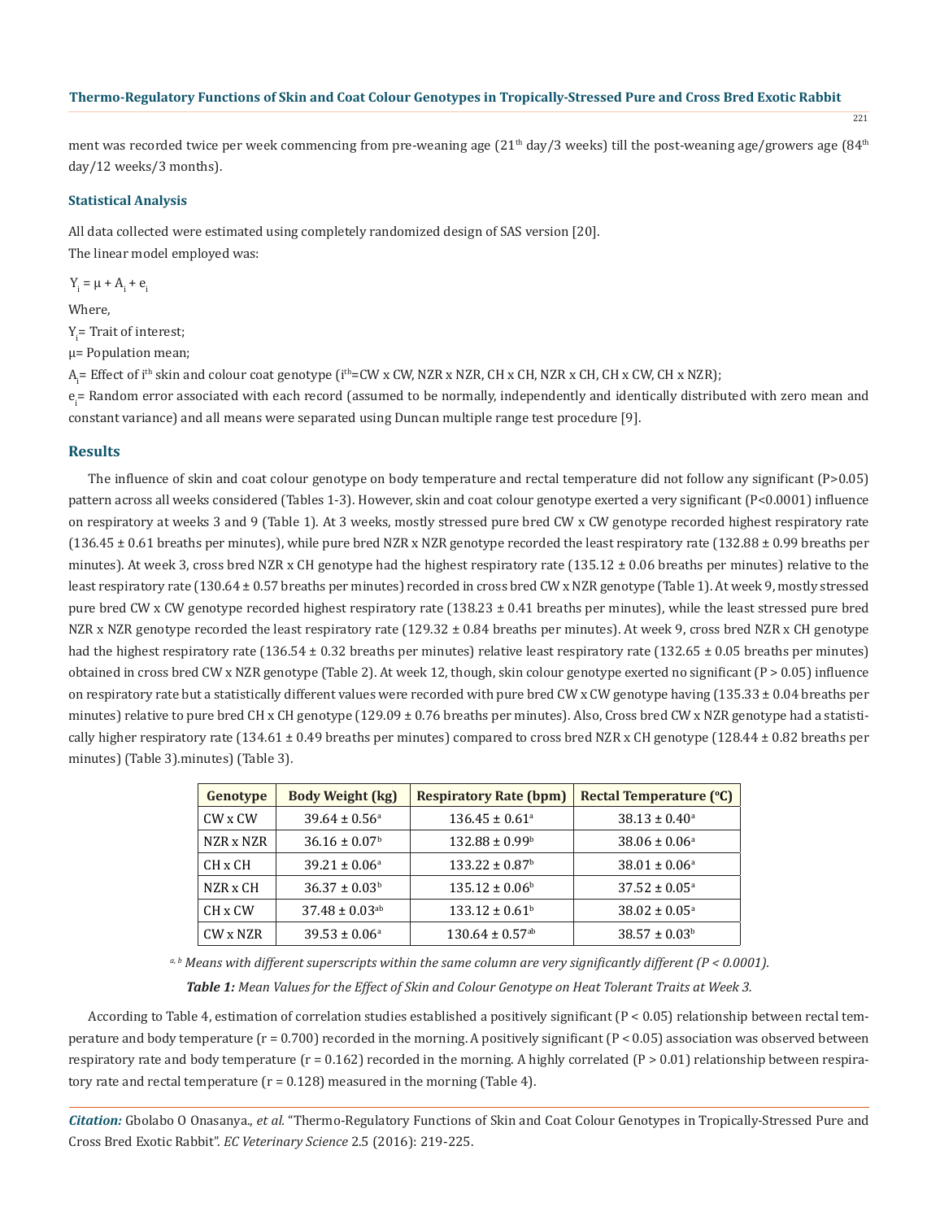ment was recorded twice per week commencing from pre-weaning age (21th day/3 weeks) till the post-weaning age/growers age (84th day/12 weeks/3 months).

### Statistical Analysis

All data collected were estimated using completely randomized design of SAS version [20].

The linear model employed was:

$Y_i = \mu + A_i + e_i$

Where,

$Y_i$= Trait of interest;

μ= Population mean;

$A_i$= Effect of ith skin and colour coat genotype (ith=CW x CW, NZR x NZR, CH x CH, NZR x CH, CH x CW, CH x NZR);

$e_i$= Random error associated with each record (assumed to be normally, independently and identically distributed with zero mean and constant variance) and all means were separated using Duncan multiple range test procedure [9].

## Results

The influence of skin and coat colour genotype on body temperature and rectal temperature did not follow any significant ($P>0.05$) pattern across all weeks considered (Tables 1-3). However, skin and coat colour genotype exerted a very significant ($P<0.0001$) influence on respiratory at weeks 3 and 9 (Table 1). At 3 weeks, mostly stressed pure bred CW x CW genotype recorded highest respiratory rate (136.45 ± 0.61 breaths per minutes), while pure bred NZR x NZR genotype recorded the least respiratory rate (132.88 ± 0.99 breaths per minutes). At week 3, cross bred NZR x CH genotype had the highest respiratory rate (135.12 ± 0.06 breaths per minutes) relative to the least respiratory rate (130.64 ± 0.57 breaths per minutes) recorded in cross bred CW x NZR genotype (Table 1). At week 9, mostly stressed pure bred CW x CW genotype recorded highest respiratory rate (138.23 ± 0.41 breaths per minutes), while the least stressed pure bred NZR x NZR genotype recorded the least respiratory rate (129.32 ± 0.84 breaths per minutes). At week 9, cross bred NZR x CH genotype had the highest respiratory rate (136.54 ± 0.32 breaths per minutes) relative least respiratory rate (132.65 ± 0.05 breaths per minutes) obtained in cross bred CW x NZR genotype (Table 2). At week 12, though, skin colour genotype exerted no significant ($P > 0.05$) influence on respiratory rate but a statistically different values were recorded with pure bred CW x CW genotype having (135.33 ± 0.04 breaths per minutes) relative to pure bred CH x CH genotype (129.09 ± 0.76 breaths per minutes). Also, Cross bred CW x NZR genotype had a statistically higher respiratory rate (134.61 ± 0.49 breaths per minutes) compared to cross bred NZR x CH genotype (128.44 ± 0.82 breaths per minutes) (Table 3).minutes) (Table 3).

| Genotype | Body Weight (kg) | Respiratory Rate (bpm) | Rectal Temperature (°C) |
|---|---|---|---|
| CW x CW | 39.64 ± 0.56$^a$ | 136.45 ± 0.61$^a$ | 38.13 ± 0.40$^a$ |
| NZR x NZR | 36.16 ± 0.07$^b$ | 132.88 ± 0.99$^b$ | 38.06 ± 0.06$^a$ |
| CH x CH | 39.21 ± 0.06$^a$ | 133.22 ± 0.87$^b$ | 38.01 ± 0.06$^a$ |
| NZR x CH | 36.37 ± 0.03$^b$ | 135.12 ± 0.06$^b$ | 37.52 ± 0.05$^a$ |
| CH x CW | 37.48 ± 0.03$^{ab}$ | 133.12 ± 0.61$^b$ | 38.02 ± 0.05$^a$ |
| CW x NZR | 39.53 ± 0.06$^a$ | 130.64 ± 0.57$^{ab}$ | 38.57 ± 0.03$^b$ |

*$^{a, b}$ Means with different superscripts within the same column are very significantly different ($P < 0.0001$).*

***Table 1:*** *Mean Values for the Effect of Skin and Colour Genotype on Heat Tolerant Traits at Week 3.*

According to Table 4, estimation of correlation studies established a positively significant ($P < 0.05$) relationship between rectal temperature and body temperature ($r = 0.700$) recorded in the morning. A positively significant ($P < 0.05$) association was observed between respiratory rate and body temperature ($r = 0.162$) recorded in the morning. A highly correlated ($P > 0.01$) relationship between respiratory rate and rectal temperature ($r = 0.128$) measured in the morning (Table 4).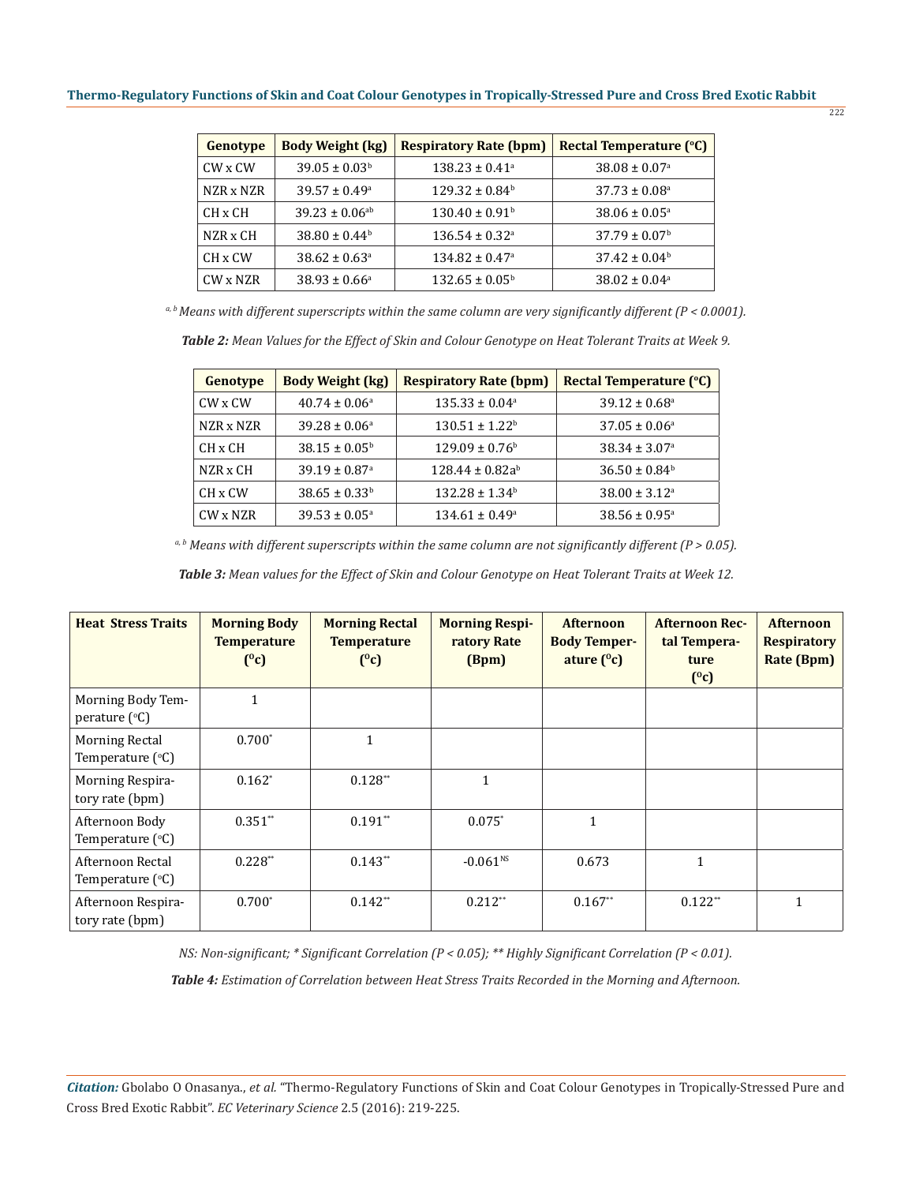| Genotype | Body Weight (kg) | Respiratory Rate (bpm) | Rectal Temperature (°C) |
|---|---|---|---|
| CW x CW | 39.05 ± 0.03[b] | 138.23 ± 0.41[a] | 38.08 ± 0.07[a] |
| NZR x NZR | 39.57 ± 0.49[a] | 129.32 ± 0.84[b] | 37.73 ± 0.08[a] |
| CH x CH | 39.23 ± 0.06[ab] | 130.40 ± 0.91[b] | 38.06 ± 0.05[a] |
| NZR x CH | 38.80 ± 0.44[b] | 136.54 ± 0.32[a] | 37.79 ± 0.07[b] |
| CH x CW | 38.62 ± 0.63[a] | 134.82 ± 0.47[a] | 37.42 ± 0.04[b] |
| CW x NZR | 38.93 ± 0.66[a] | 132.65 ± 0.05[b] | 38.02 ± 0.04[a] |

*[a, b] Means with different superscripts within the same column are very significantly different ($P < 0.0001$).*

***Table 2:** Mean Values for the Effect of Skin and Colour Genotype on Heat Tolerant Traits at Week 9.*

| Genotype | Body Weight (kg) | Respiratory Rate (bpm) | Rectal Temperature (°C) |
|---|---|---|---|
| CW x CW | 40.74 ± 0.06[a] | 135.33 ± 0.04[a] | 39.12 ± 0.68[a] |
| NZR x NZR | 39.28 ± 0.06[a] | 130.51 ± 1.22[b] | 37.05 ± 0.06[a] |
| CH x CH | 38.15 ± 0.05[b] | 129.09 ± 0.76[b] | 38.34 ± 3.07[a] |
| NZR x CH | 39.19 ± 0.87[a] | 128.44 ± 0.82a[b] | 36.50 ± 0.84[b] |
| CH x CW | 38.65 ± 0.33[b] | 132.28 ± 1.34[b] | 38.00 ± 3.12[a] |
| CW x NZR | 39.53 ± 0.05[a] | 134.61 ± 0.49[a] | 38.56 ± 0.95[a] |

*[a, b] Means with different superscripts within the same column are not significantly different ($P > 0.05$).*

***Table 3:** Mean values for the Effect of Skin and Colour Genotype on Heat Tolerant Traits at Week 12.*

| Heat Stress Traits | Morning Body Temperature (°c) | Morning Rectal Temperature (°c) | Morning Respiratory Rate (Bpm) | Afternoon Body Temperature (°c) | Afternoon Rectal Temperature (°c) | Afternoon Respiratory Rate (Bpm) |
|---|---|---|---|---|---|---|
| Morning Body Temperature (°C) | 1 | | | | | |
| Morning Rectal Temperature (°C) | 0.700* | 1 | | | | |
| Morning Respiratory rate (bpm) | 0.162* | 0.128** | 1 | | | |
| Afternoon Body Temperature (°C) | 0.351** | 0.191** | 0.075* | 1 | | |
| Afternoon Rectal Temperature (°C) | 0.228** | 0.143** | -0.061[NS] | 0.673 | 1 | |
| Afternoon Respiratory rate (bpm) | 0.700* | 0.142** | 0.212** | 0.167** | 0.122** | 1 |

*NS: Non-significant; * Significant Correlation ($P < 0.05$); ** Highly Significant Correlation ($P < 0.01$).*

***Table 4:** Estimation of Correlation between Heat Stress Traits Recorded in the Morning and Afternoon.*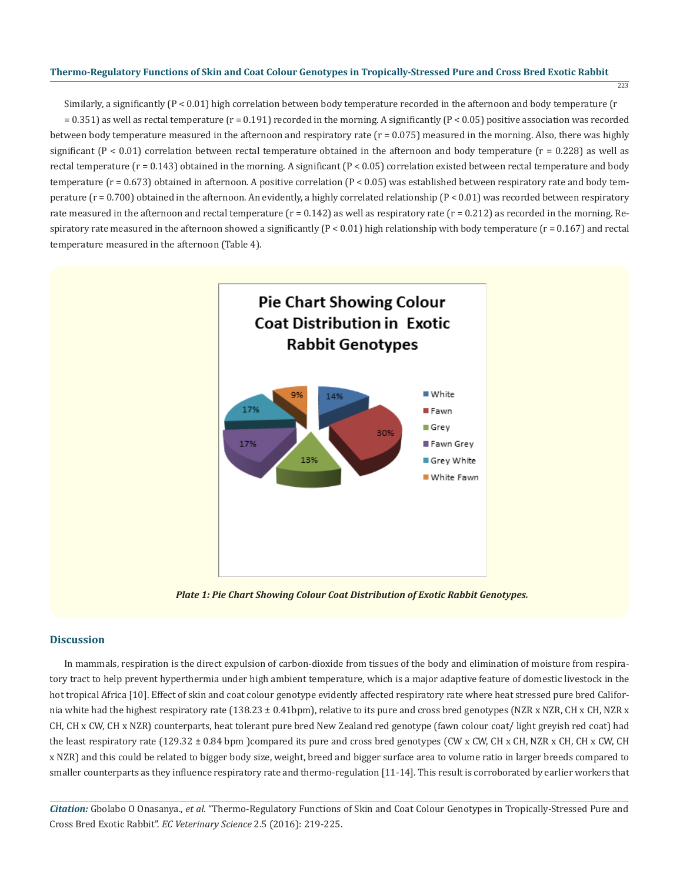Similarly, a significantly ($P < 0.01$) high correlation between body temperature recorded in the afternoon and body temperature ($r = 0.351$) as well as rectal temperature ($r = 0.191$) recorded in the morning. A significantly ($P < 0.05$) positive association was recorded between body temperature measured in the afternoon and respiratory rate ($r = 0.075$) measured in the morning. Also, there was highly significant ($P < 0.01$) correlation between rectal temperature obtained in the afternoon and body temperature ($r = 0.228$) as well as rectal temperature ($r = 0.143$) obtained in the morning. A significant ($P < 0.05$) correlation existed between rectal temperature and body temperature ($r = 0.673$) obtained in afternoon. A positive correlation ($P < 0.05$) was established between respiratory rate and body temperature ($r = 0.700$) obtained in the afternoon. An evidently, a highly correlated relationship ($P < 0.01$) was recorded between respiratory rate measured in the afternoon and rectal temperature ($r = 0.142$) as well as respiratory rate ($r = 0.212$) as recorded in the morning. Respiratory rate measured in the afternoon showed a significantly ($P < 0.01$) high relationship with body temperature ($r = 0.167$) and rectal temperature measured in the afternoon (Table 4).

*Plate 1: Pie Chart Showing Colour Coat Distribution of Exotic Rabbit Genotypes.*

## Discussion

In mammals, respiration is the direct expulsion of carbon-dioxide from tissues of the body and elimination of moisture from respiratory tract to help prevent hyperthermia under high ambient temperature, which is a major adaptive feature of domestic livestock in the hot tropical Africa [10]. Effect of skin and coat colour genotype evidently affected respiratory rate where heat stressed pure bred California white had the highest respiratory rate (138.23 ± 0.41bpm), relative to its pure and cross bred genotypes (NZR x NZR, CH x CH, NZR x CH, CH x CW, CH x NZR) counterparts, heat tolerant pure bred New Zealand red genotype (fawn colour coat/ light greyish red coat) had the least respiratory rate (129.32 ± 0.84 bpm )compared its pure and cross bred genotypes (CW x CW, CH x CH, NZR x CH, CH x CW, CH x NZR) and this could be related to bigger body size, weight, breed and bigger surface area to volume ratio in larger breeds compared to smaller counterparts as they influence respiratory rate and thermo-regulation [11-14]. This result is corroborated by earlier workers that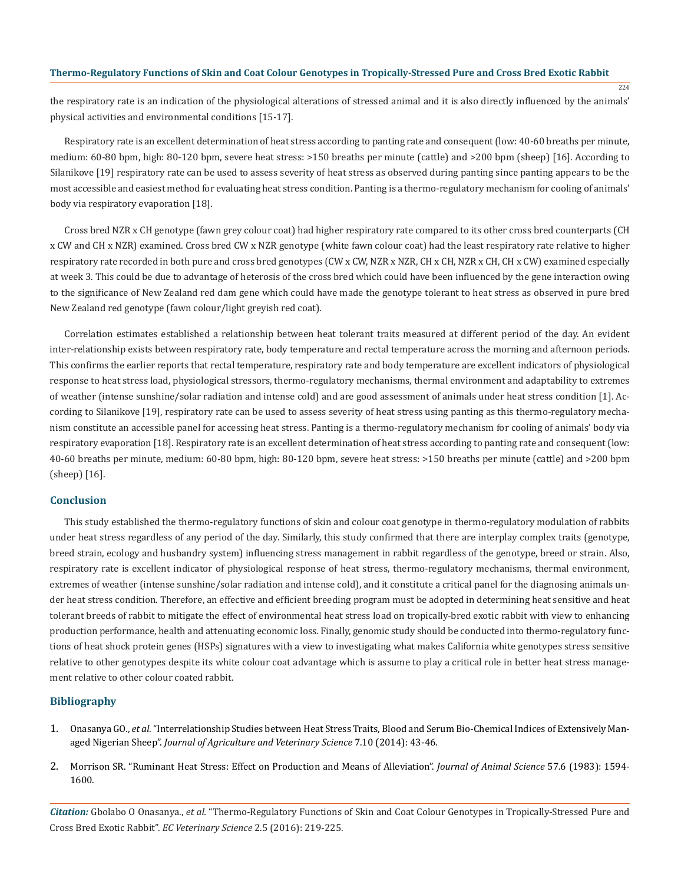the respiratory rate is an indication of the physiological alterations of stressed animal and it is also directly influenced by the animals' physical activities and environmental conditions [15-17].

Respiratory rate is an excellent determination of heat stress according to panting rate and consequent (low: 40-60 breaths per minute, medium: 60-80 bpm, high: 80-120 bpm, severe heat stress: >150 breaths per minute (cattle) and >200 bpm (sheep) [16]. According to Silanikove [19] respiratory rate can be used to assess severity of heat stress as observed during panting since panting appears to be the most accessible and easiest method for evaluating heat stress condition. Panting is a thermo-regulatory mechanism for cooling of animals' body via respiratory evaporation [18].

Cross bred NZR x CH genotype (fawn grey colour coat) had higher respiratory rate compared to its other cross bred counterparts (CH x CW and CH x NZR) examined. Cross bred CW x NZR genotype (white fawn colour coat) had the least respiratory rate relative to higher respiratory rate recorded in both pure and cross bred genotypes (CW x CW, NZR x NZR, CH x CH, NZR x CH, CH x CW) examined especially at week 3. This could be due to advantage of heterosis of the cross bred which could have been influenced by the gene interaction owing to the significance of New Zealand red dam gene which could have made the genotype tolerant to heat stress as observed in pure bred New Zealand red genotype (fawn colour/light greyish red coat).

Correlation estimates established a relationship between heat tolerant traits measured at different period of the day. An evident inter-relationship exists between respiratory rate, body temperature and rectal temperature across the morning and afternoon periods. This confirms the earlier reports that rectal temperature, respiratory rate and body temperature are excellent indicators of physiological response to heat stress load, physiological stressors, thermo-regulatory mechanisms, thermal environment and adaptability to extremes of weather (intense sunshine/solar radiation and intense cold) and are good assessment of animals under heat stress condition [1]. According to Silanikove [19], respiratory rate can be used to assess severity of heat stress using panting as this thermo-regulatory mechanism constitute an accessible panel for accessing heat stress. Panting is a thermo-regulatory mechanism for cooling of animals' body via respiratory evaporation [18]. Respiratory rate is an excellent determination of heat stress according to panting rate and consequent (low: 40-60 breaths per minute, medium: 60-80 bpm, high: 80-120 bpm, severe heat stress: >150 breaths per minute (cattle) and >200 bpm (sheep) [16].

## Conclusion

This study established the thermo-regulatory functions of skin and colour coat genotype in thermo-regulatory modulation of rabbits under heat stress regardless of any period of the day. Similarly, this study confirmed that there are interplay complex traits (genotype, breed strain, ecology and husbandry system) influencing stress management in rabbit regardless of the genotype, breed or strain. Also, respiratory rate is excellent indicator of physiological response of heat stress, thermo-regulatory mechanisms, thermal environment, extremes of weather (intense sunshine/solar radiation and intense cold), and it constitute a critical panel for the diagnosing animals under heat stress condition. Therefore, an effective and efficient breeding program must be adopted in determining heat sensitive and heat tolerant breeds of rabbit to mitigate the effect of environmental heat stress load on tropically-bred exotic rabbit with view to enhancing production performance, health and attenuating economic loss. Finally, genomic study should be conducted into thermo-regulatory functions of heat shock protein genes (HSPs) signatures with a view to investigating what makes California white genotypes stress sensitive relative to other genotypes despite its white colour coat advantage which is assume to play a critical role in better heat stress management relative to other colour coated rabbit.

## Bibliography

1. Onasanya GO., *et al*. "Interrelationship Studies between Heat Stress Traits, Blood and Serum Bio-Chemical Indices of Extensively Managed Nigerian Sheep". *Journal of Agriculture and Veterinary Science* 7.10 (2014): 43-46.
2. Morrison SR. "Ruminant Heat Stress: Effect on Production and Means of Alleviation". *Journal of Animal Science* 57.6 (1983): 1594-1600.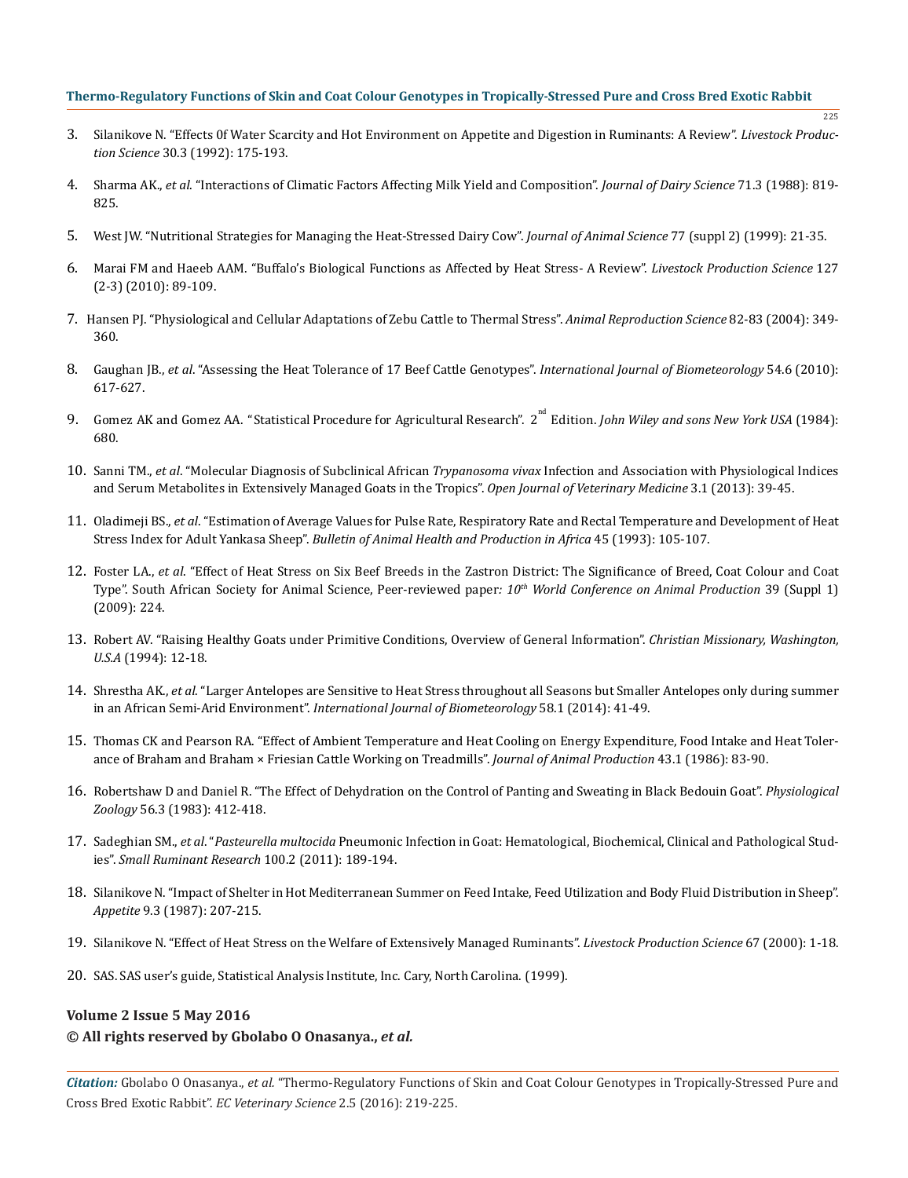3. Silanikove N. "Effects 0f Water Scarcity and Hot Environment on Appetite and Digestion in Ruminants: A Review". *Livestock Production Science* 30.3 (1992): 175-193.

4. Sharma AK., *et al*. "Interactions of Climatic Factors Affecting Milk Yield and Composition". *Journal of Dairy Science* 71.3 (1988): 819-825.

5. West JW. "Nutritional Strategies for Managing the Heat-Stressed Dairy Cow". *Journal of Animal Science* 77 (suppl 2) (1999): 21-35.

6. Marai FM and Haeeb AAM. "Buffalo's Biological Functions as Affected by Heat Stress- A Review". *Livestock Production Science* 127 (2-3) (2010): 89-109.

7. Hansen PJ. "Physiological and Cellular Adaptations of Zebu Cattle to Thermal Stress". *Animal Reproduction Science* 82-83 (2004): 349-360.

8. Gaughan JB., *et al*. "Assessing the Heat Tolerance of 17 Beef Cattle Genotypes". *International Journal of Biometeorology* 54.6 (2010): 617-627.

9. Gomez AK and Gomez AA. "Statistical Procedure for Agricultural Research". 2nd Edition. *John Wiley and sons New York USA* (1984): 680.

10. Sanni TM., *et al*. "Molecular Diagnosis of Subclinical African *Trypanosoma vivax* Infection and Association with Physiological Indices and Serum Metabolites in Extensively Managed Goats in the Tropics". *Open Journal of Veterinary Medicine* 3.1 (2013): 39-45.

11. Oladimeji BS., *et al*. "Estimation of Average Values for Pulse Rate, Respiratory Rate and Rectal Temperature and Development of Heat Stress Index for Adult Yankasa Sheep". *Bulletin of Animal Health and Production in Africa* 45 (1993): 105-107.

12. Foster LA., *et al*. "Effect of Heat Stress on Six Beef Breeds in the Zastron District: The Significance of Breed, Coat Colour and Coat Type". South African Society for Animal Science, Peer-reviewed paper*: 10th World Conference on Animal Production* 39 (Suppl 1) (2009): 224.

13. Robert AV. "Raising Healthy Goats under Primitive Conditions, Overview of General Information". *Christian Missionary, Washington, U.S.A* (1994): 12-18.

14. Shrestha AK., *et al*. "Larger Antelopes are Sensitive to Heat Stress throughout all Seasons but Smaller Antelopes only during summer in an African Semi-Arid Environment". *International Journal of Biometeorology* 58.1 (2014): 41-49.

15. Thomas CK and Pearson RA. "Effect of Ambient Temperature and Heat Cooling on Energy Expenditure, Food Intake and Heat Tolerance of Braham and Braham × Friesian Cattle Working on Treadmills". *Journal of Animal Production* 43.1 (1986): 83-90.

16. Robertshaw D and Daniel R. "The Effect of Dehydration on the Control of Panting and Sweating in Black Bedouin Goat". *Physiological Zoology* 56.3 (1983): 412-418.

17. Sadeghian SM., *et al*. "*Pasteurella multocida* Pneumonic Infection in Goat: Hematological, Biochemical, Clinical and Pathological Studies". *Small Ruminant Research* 100.2 (2011): 189-194.

18. Silanikove N. "Impact of Shelter in Hot Mediterranean Summer on Feed Intake, Feed Utilization and Body Fluid Distribution in Sheep". *Appetite* 9.3 (1987): 207-215.

19. Silanikove N. "Effect of Heat Stress on the Welfare of Extensively Managed Ruminants". *Livestock Production Science* 67 (2000): 1-18.

20. SAS. SAS user's guide, Statistical Analysis Institute, Inc. Cary, North Carolina. (1999).

**Volume 2 Issue 5 May 2016**
**© All rights reserved by Gbolabo O Onasanya., *et al.***